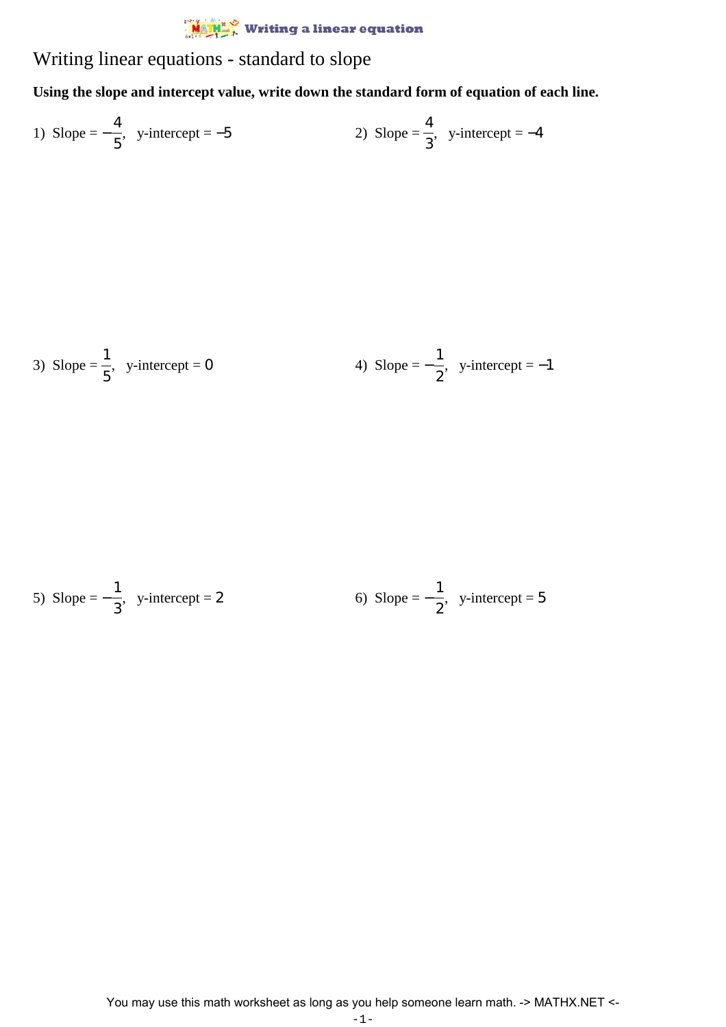# Writing linear equations - standard to slope

**Using the slope and intercept value, write down the standard form of equation of each line.**

1) Slope = $-\frac{4}{5}$, y-intercept = $-5$

2) Slope = $\frac{4}{3}$, y-intercept = $-4$

3) Slope = $\frac{1}{5}$, y-intercept = $0$

4) Slope = $-\frac{1}{2}$, y-intercept = $-1$

5) Slope = $-\frac{1}{3}$, y-intercept = $2$

6) Slope = $-\frac{1}{2}$, y-intercept = $5$

You may use this math worksheet as long as you help someone learn math. -> MATHX.NET <-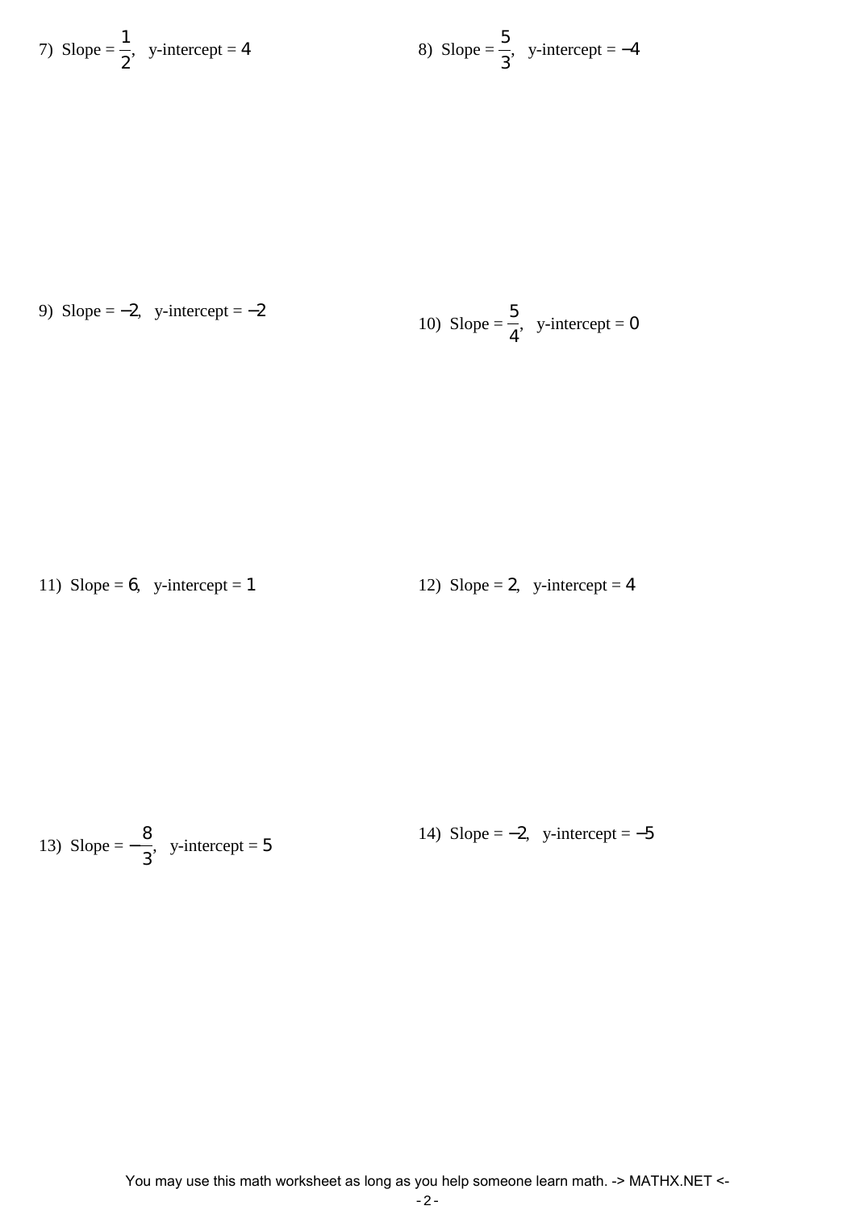7) Slope = $\frac{1}{2}$, y-intercept = $4$

8) Slope = $\frac{5}{3}$, y-intercept = $-4$

9) Slope = $-2$, y-intercept = $-2$

10) Slope = $\frac{5}{4}$, y-intercept = $0$

11) Slope = $6$, y-intercept = $1$

12) Slope = $2$, y-intercept = $4$

13) Slope = $-\frac{8}{3}$, y-intercept = $5$

14) Slope = $-2$, y-intercept = $-5$

You may use this math worksheet as long as you help someone learn math. -> MATHX.NET <-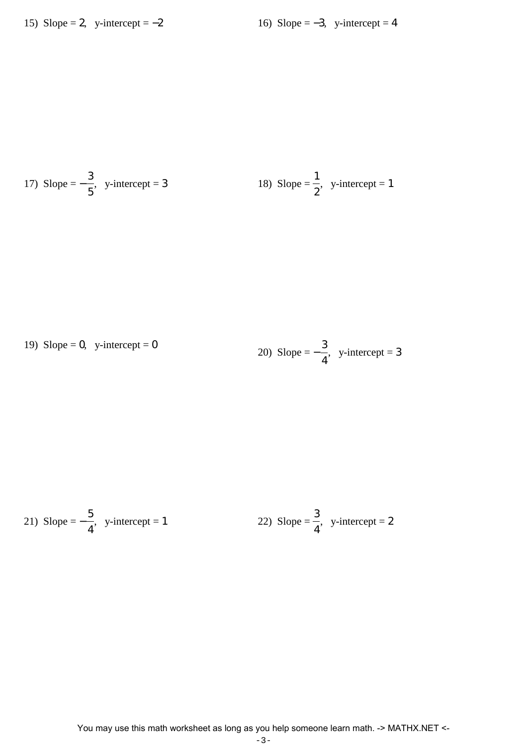15) Slope = $2$, y-intercept = $-2$

16) Slope = $-3$, y-intercept = $4$

17) Slope = $-\frac{3}{5}$, y-intercept = $3$

18) Slope = $\frac{1}{2}$, y-intercept = $1$

19) Slope = $0$, y-intercept = $0$

20) Slope = $-\frac{3}{4}$, y-intercept = $3$

21) Slope = $-\frac{5}{4}$, y-intercept = $1$

22) Slope = $\frac{3}{4}$, y-intercept = $2$

You may use this math worksheet as long as you help someone learn math. -> MATHX.NET <-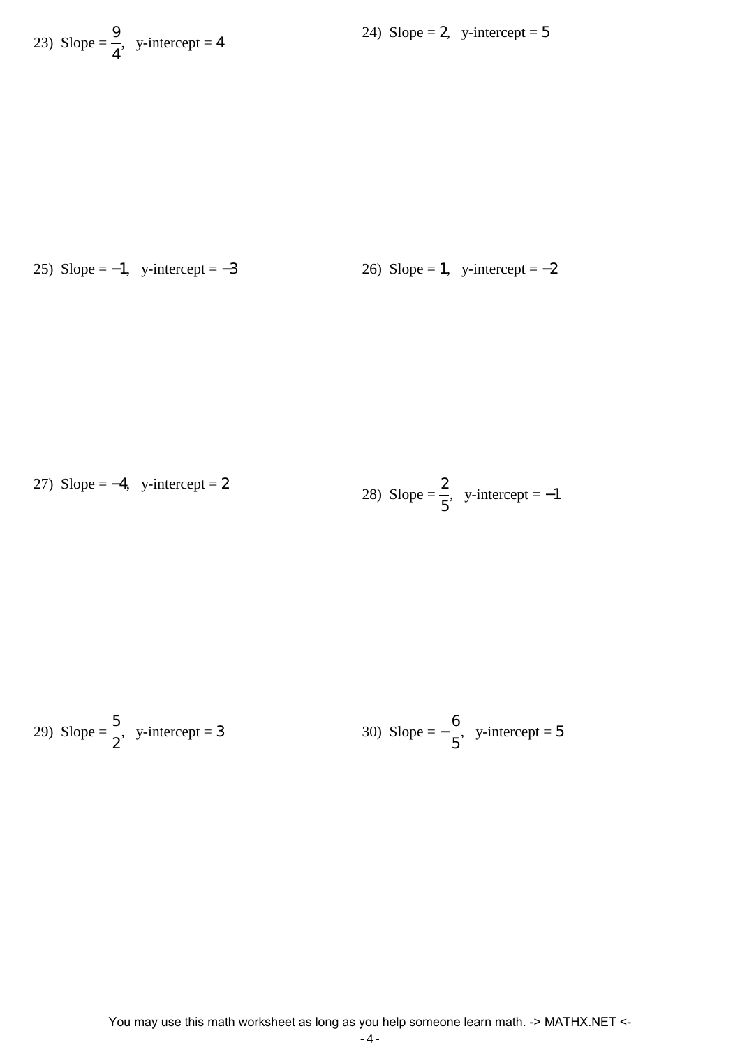23) Slope = $\frac{9}{4}$, y-intercept = $4$

24) Slope = $2$, y-intercept = $5$

25) Slope = $-1$, y-intercept = $-3$

26) Slope = $1$, y-intercept = $-2$

27) Slope = $-4$, y-intercept = $2$

28) Slope = $\frac{2}{5}$, y-intercept = $-1$

29) Slope = $\frac{5}{2}$, y-intercept = $3$

30) Slope = $-\frac{6}{5}$, y-intercept = $5$

You may use this math worksheet as long as you help someone learn math. -> MATHX.NET <-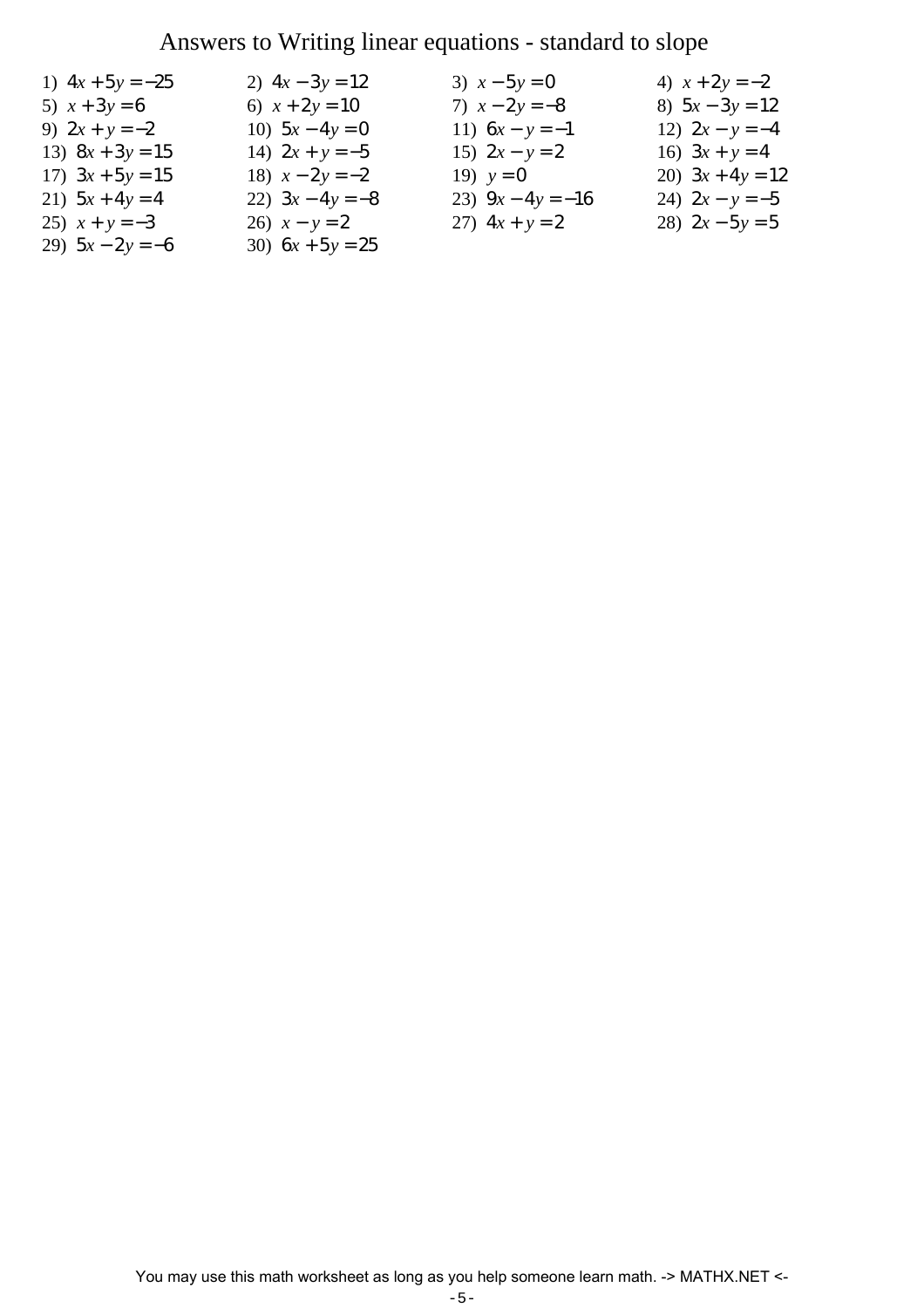# Answers to Writing linear equations - standard to slope

| | | | |
|---|---|---|---|
| 1) $4x+5y=-25$ | 2) $4x-3y=12$ | 3) $x-5y=0$ | 4) $x+2y=-2$ |
| 5) $x+3y=6$ | 6) $x+2y=10$ | 7) $x-2y=-8$ | 8) $5x-3y=12$ |
| 9) $2x+y=-2$ | 10) $5x-4y=0$ | 11) $6x-y=-1$ | 12) $2x-y=-4$ |
| 13) $8x+3y=15$ | 14) $2x+y=-5$ | 15) $2x-y=2$ | 16) $3x+y=4$ |
| 17) $3x+5y=15$ | 18) $x-2y=-2$ | 19) $y=0$ | 20) $3x+4y=12$ |
| 21) $5x+4y=4$ | 22) $3x-4y=-8$ | 23) $9x-4y=-16$ | 24) $2x-y=-5$ |
| 25) $x+y=-3$ | 26) $x-y=2$ | 27) $4x+y=2$ | 28) $2x-5y=5$ |
| 29) $5x-2y=-6$ | 30) $6x+5y=25$ | | |

You may use this math worksheet as long as you help someone learn math. -> MATHX.NET <-